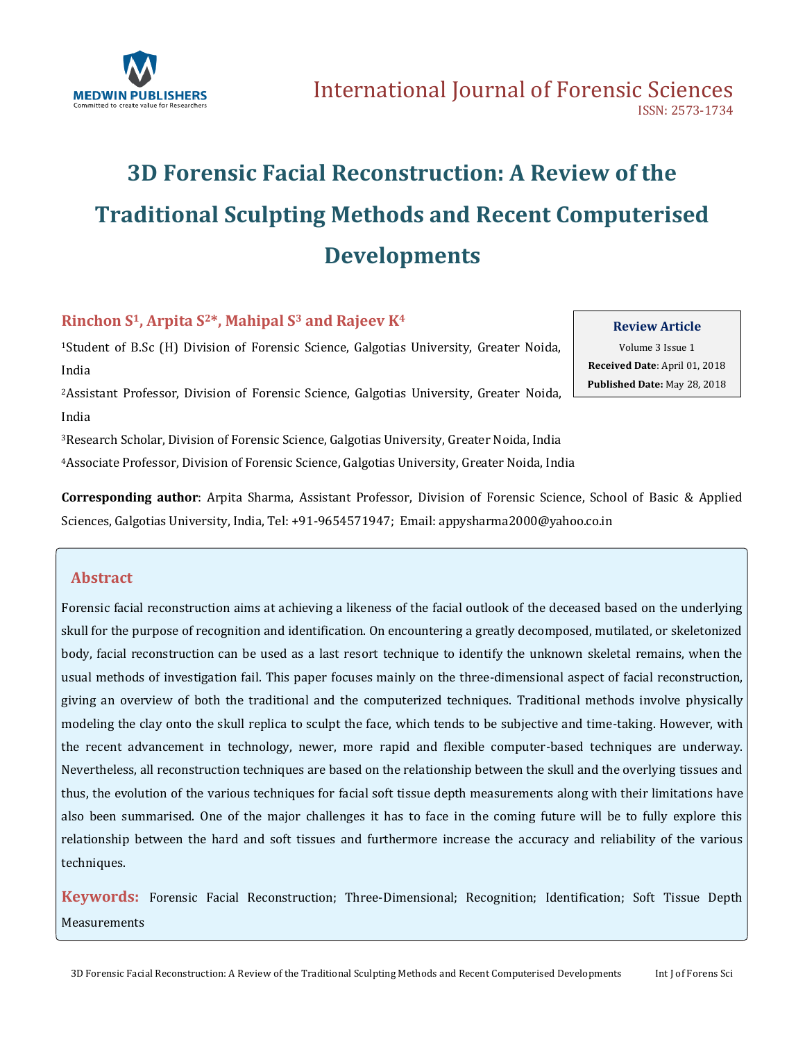International Journal of Forensic Sciences
ISSN: 2573-1734

# 3D Forensic Facial Reconstruction: A Review of the Traditional Sculpting Methods and Recent Computerised Developments

**Rinchon S[1], Arpita S[2]*, Mahipal S[3] and Rajeev K[4]**

[1]Student of B.Sc (H) Division of Forensic Science, Galgotias University, Greater Noida, India

[2]Assistant Professor, Division of Forensic Science, Galgotias University, Greater Noida, India

[3]Research Scholar, Division of Forensic Science, Galgotias University, Greater Noida, India

[4]Associate Professor, Division of Forensic Science, Galgotias University, Greater Noida, India

**Review Article**
Volume 3 Issue 1
**Received Date**: April 01, 2018
**Published Date:** May 28, 2018

**Corresponding author**: Arpita Sharma, Assistant Professor, Division of Forensic Science, School of Basic & Applied Sciences, Galgotias University, India, Tel: +91-9654571947; Email: appysharma2000@yahoo.co.in

## Abstract

Forensic facial reconstruction aims at achieving a likeness of the facial outlook of the deceased based on the underlying skull for the purpose of recognition and identification. On encountering a greatly decomposed, mutilated, or skeletonized body, facial reconstruction can be used as a last resort technique to identify the unknown skeletal remains, when the usual methods of investigation fail. This paper focuses mainly on the three-dimensional aspect of facial reconstruction, giving an overview of both the traditional and the computerized techniques. Traditional methods involve physically modeling the clay onto the skull replica to sculpt the face, which tends to be subjective and time-taking. However, with the recent advancement in technology, newer, more rapid and flexible computer-based techniques are underway. Nevertheless, all reconstruction techniques are based on the relationship between the skull and the overlying tissues and thus, the evolution of the various techniques for facial soft tissue depth measurements along with their limitations have also been summarised. One of the major challenges it has to face in the coming future will be to fully explore this relationship between the hard and soft tissues and furthermore increase the accuracy and reliability of the various techniques.

**Keywords:** Forensic Facial Reconstruction; Three-Dimensional; Recognition; Identification; Soft Tissue Depth Measurements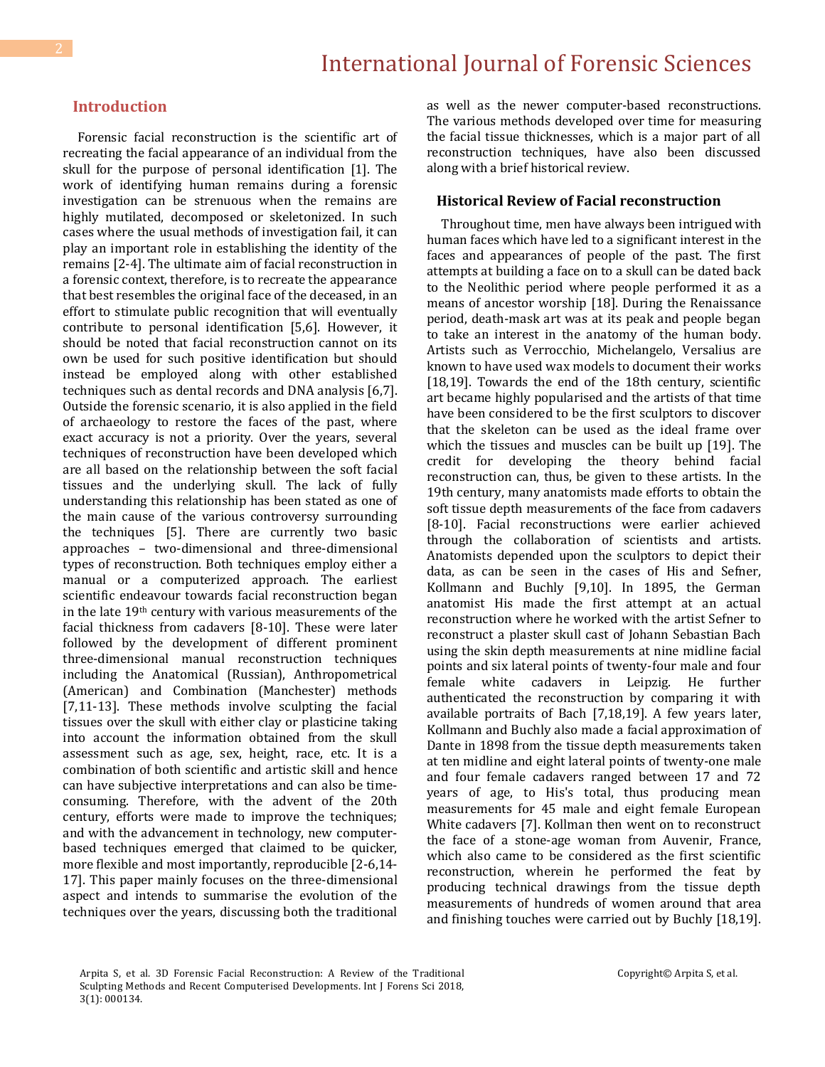## Introduction

Forensic facial reconstruction is the scientific art of recreating the facial appearance of an individual from the skull for the purpose of personal identification [1]. The work of identifying human remains during a forensic investigation can be strenuous when the remains are highly mutilated, decomposed or skeletonized. In such cases where the usual methods of investigation fail, it can play an important role in establishing the identity of the remains [2-4]. The ultimate aim of facial reconstruction in a forensic context, therefore, is to recreate the appearance that best resembles the original face of the deceased, in an effort to stimulate public recognition that will eventually contribute to personal identification [5,6]. However, it should be noted that facial reconstruction cannot on its own be used for such positive identification but should instead be employed along with other established techniques such as dental records and DNA analysis [6,7]. Outside the forensic scenario, it is also applied in the field of archaeology to restore the faces of the past, where exact accuracy is not a priority. Over the years, several techniques of reconstruction have been developed which are all based on the relationship between the soft facial tissues and the underlying skull. The lack of fully understanding this relationship has been stated as one of the main cause of the various controversy surrounding the techniques [5]. There are currently two basic approaches – two-dimensional and three-dimensional types of reconstruction. Both techniques employ either a manual or a computerized approach. The earliest scientific endeavour towards facial reconstruction began in the late 19th century with various measurements of the facial thickness from cadavers [8-10]. These were later followed by the development of different prominent three-dimensional manual reconstruction techniques including the Anatomical (Russian), Anthropometrical (American) and Combination (Manchester) methods [7,11-13]. These methods involve sculpting the facial tissues over the skull with either clay or plasticine taking into account the information obtained from the skull assessment such as age, sex, height, race, etc. It is a combination of both scientific and artistic skill and hence can have subjective interpretations and can also be time-consuming. Therefore, with the advent of the 20th century, efforts were made to improve the techniques; and with the advancement in technology, new computer-based techniques emerged that claimed to be quicker, more flexible and most importantly, reproducible [2-6,14-17]. This paper mainly focuses on the three-dimensional aspect and intends to summarise the evolution of the techniques over the years, discussing both the traditional as well as the newer computer-based reconstructions. The various methods developed over time for measuring the facial tissue thicknesses, which is a major part of all reconstruction techniques, have also been discussed along with a brief historical review.

## Historical Review of Facial reconstruction

Throughout time, men have always been intrigued with human faces which have led to a significant interest in the faces and appearances of people of the past. The first attempts at building a face on to a skull can be dated back to the Neolithic period where people performed it as a means of ancestor worship [18]. During the Renaissance period, death-mask art was at its peak and people began to take an interest in the anatomy of the human body. Artists such as Verrocchio, Michelangelo, Versalius are known to have used wax models to document their works [18,19]. Towards the end of the 18th century, scientific art became highly popularised and the artists of that time have been considered to be the first sculptors to discover that the skeleton can be used as the ideal frame over which the tissues and muscles can be built up [19]. The credit for developing the theory behind facial reconstruction can, thus, be given to these artists. In the 19th century, many anatomists made efforts to obtain the soft tissue depth measurements of the face from cadavers [8-10]. Facial reconstructions were earlier achieved through the collaboration of scientists and artists. Anatomists depended upon the sculptors to depict their data, as can be seen in the cases of His and Sefner, Kollmann and Buchly [9,10]. In 1895, the German anatomist His made the first attempt at an actual reconstruction where he worked with the artist Sefner to reconstruct a plaster skull cast of Johann Sebastian Bach using the skin depth measurements at nine midline facial points and six lateral points of twenty-four male and four female white cadavers in Leipzig. He further authenticated the reconstruction by comparing it with available portraits of Bach [7,18,19]. A few years later, Kollmann and Buchly also made a facial approximation of Dante in 1898 from the tissue depth measurements taken at ten midline and eight lateral points of twenty-one male and four female cadavers ranged between 17 and 72 years of age, to His's total, thus producing mean measurements for 45 male and eight female European White cadavers [7]. Kollman then went on to reconstruct the face of a stone-age woman from Auvenir, France, which also came to be considered as the first scientific reconstruction, wherein he performed the feat by producing technical drawings from the tissue depth measurements of hundreds of women around that area and finishing touches were carried out by Buchly [18,19].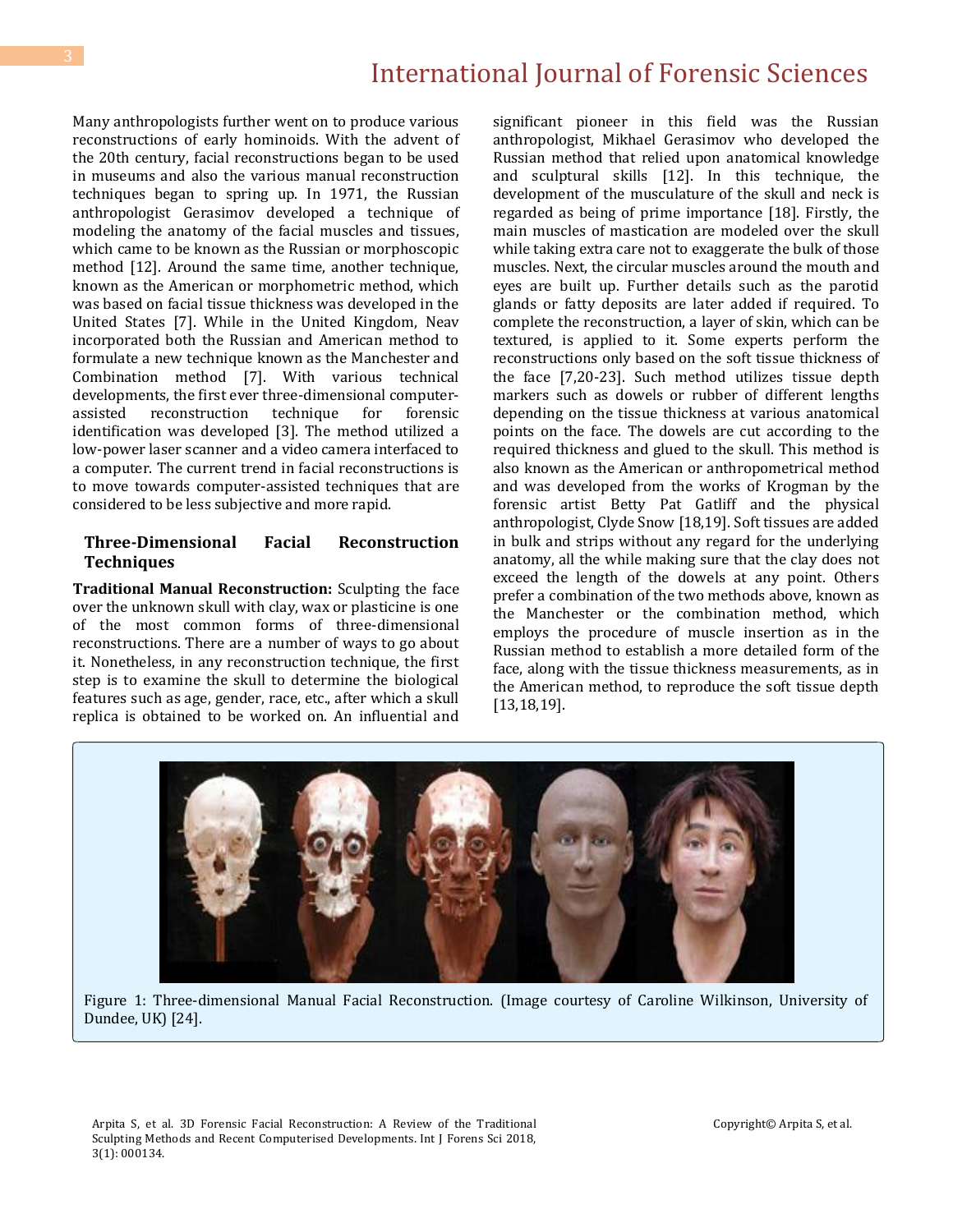Many anthropologists further went on to produce various reconstructions of early hominoids. With the advent of the 20th century, facial reconstructions began to be used in museums and also the various manual reconstruction techniques began to spring up. In 1971, the Russian anthropologist Gerasimov developed a technique of modeling the anatomy of the facial muscles and tissues, which came to be known as the Russian or morphoscopic method [12]. Around the same time, another technique, known as the American or morphometric method, which was based on facial tissue thickness was developed in the United States [7]. While in the United Kingdom, Neav incorporated both the Russian and American method to formulate a new technique known as the Manchester and Combination method [7]. With various technical developments, the first ever three-dimensional computer-assisted reconstruction technique for forensic identification was developed [3]. The method utilized a low-power laser scanner and a video camera interfaced to a computer. The current trend in facial reconstructions is to move towards computer-assisted techniques that are considered to be less subjective and more rapid.

## Three-Dimensional Facial Reconstruction Techniques

**Traditional Manual Reconstruction:** Sculpting the face over the unknown skull with clay, wax or plasticine is one of the most common forms of three-dimensional reconstructions. There are a number of ways to go about it. Nonetheless, in any reconstruction technique, the first step is to examine the skull to determine the biological features such as age, gender, race, etc., after which a skull replica is obtained to be worked on. An influential and significant pioneer in this field was the Russian anthropologist, Mikhael Gerasimov who developed the Russian method that relied upon anatomical knowledge and sculptural skills [12]. In this technique, the development of the musculature of the skull and neck is regarded as being of prime importance [18]. Firstly, the main muscles of mastication are modeled over the skull while taking extra care not to exaggerate the bulk of those muscles. Next, the circular muscles around the mouth and eyes are built up. Further details such as the parotid glands or fatty deposits are later added if required. To complete the reconstruction, a layer of skin, which can be textured, is applied to it. Some experts perform the reconstructions only based on the soft tissue thickness of the face [7,20-23]. Such method utilizes tissue depth markers such as dowels or rubber of different lengths depending on the tissue thickness at various anatomical points on the face. The dowels are cut according to the required thickness and glued to the skull. This method is also known as the American or anthropometrical method and was developed from the works of Krogman by the forensic artist Betty Pat Gatliff and the physical anthropologist, Clyde Snow [18,19]. Soft tissues are added in bulk and strips without any regard for the underlying anatomy, all the while making sure that the clay does not exceed the length of the dowels at any point. Others prefer a combination of the two methods above, known as the Manchester or the combination method, which employs the procedure of muscle insertion as in the Russian method to establish a more detailed form of the face, along with the tissue thickness measurements, as in the American method, to reproduce the soft tissue depth [13,18,19].

Figure 1: Three-dimensional Manual Facial Reconstruction. (Image courtesy of Caroline Wilkinson, University of Dundee, UK) [24].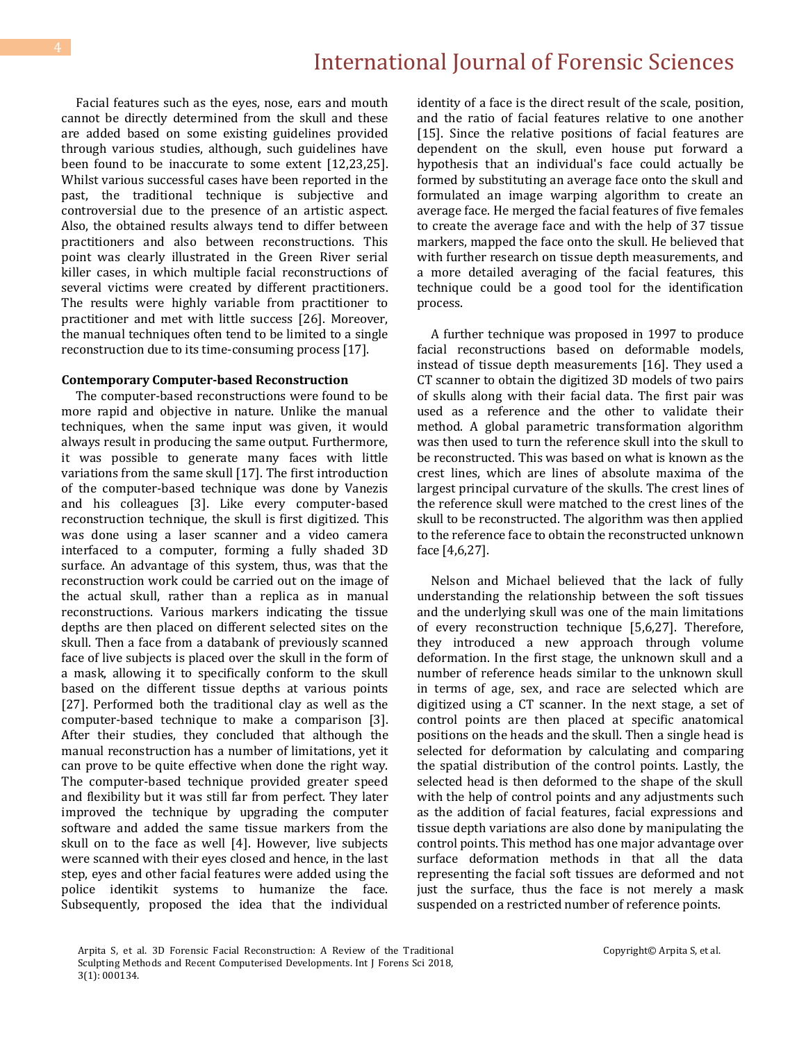Facial features such as the eyes, nose, ears and mouth cannot be directly determined from the skull and these are added based on some existing guidelines provided through various studies, although, such guidelines have been found to be inaccurate to some extent [12,23,25]. Whilst various successful cases have been reported in the past, the traditional technique is subjective and controversial due to the presence of an artistic aspect. Also, the obtained results always tend to differ between practitioners and also between reconstructions. This point was clearly illustrated in the Green River serial killer cases, in which multiple facial reconstructions of several victims were created by different practitioners. The results were highly variable from practitioner to practitioner and met with little success [26]. Moreover, the manual techniques often tend to be limited to a single reconstruction due to its time-consuming process [17].

**Contemporary Computer-based Reconstruction**

The computer-based reconstructions were found to be more rapid and objective in nature. Unlike the manual techniques, when the same input was given, it would always result in producing the same output. Furthermore, it was possible to generate many faces with little variations from the same skull [17]. The first introduction of the computer-based technique was done by Vanezis and his colleagues [3]. Like every computer-based reconstruction technique, the skull is first digitized. This was done using a laser scanner and a video camera interfaced to a computer, forming a fully shaded 3D surface. An advantage of this system, thus, was that the reconstruction work could be carried out on the image of the actual skull, rather than a replica as in manual reconstructions. Various markers indicating the tissue depths are then placed on different selected sites on the skull. Then a face from a databank of previously scanned face of live subjects is placed over the skull in the form of a mask, allowing it to specifically conform to the skull based on the different tissue depths at various points [27]. Performed both the traditional clay as well as the computer-based technique to make a comparison [3]. After their studies, they concluded that although the manual reconstruction has a number of limitations, yet it can prove to be quite effective when done the right way. The computer-based technique provided greater speed and flexibility but it was still far from perfect. They later improved the technique by upgrading the computer software and added the same tissue markers from the skull on to the face as well [4]. However, live subjects were scanned with their eyes closed and hence, in the last step, eyes and other facial features were added using the police identikit systems to humanize the face. Subsequently, proposed the idea that the individual identity of a face is the direct result of the scale, position, and the ratio of facial features relative to one another [15]. Since the relative positions of facial features are dependent on the skull, even house put forward a hypothesis that an individual's face could actually be formed by substituting an average face onto the skull and formulated an image warping algorithm to create an average face. He merged the facial features of five females to create the average face and with the help of 37 tissue markers, mapped the face onto the skull. He believed that with further research on tissue depth measurements, and a more detailed averaging of the facial features, this technique could be a good tool for the identification process.

A further technique was proposed in 1997 to produce facial reconstructions based on deformable models, instead of tissue depth measurements [16]. They used a CT scanner to obtain the digitized 3D models of two pairs of skulls along with their facial data. The first pair was used as a reference and the other to validate their method. A global parametric transformation algorithm was then used to turn the reference skull into the skull to be reconstructed. This was based on what is known as the crest lines, which are lines of absolute maxima of the largest principal curvature of the skulls. The crest lines of the reference skull were matched to the crest lines of the skull to be reconstructed. The algorithm was then applied to the reference face to obtain the reconstructed unknown face [4,6,27].

Nelson and Michael believed that the lack of fully understanding the relationship between the soft tissues and the underlying skull was one of the main limitations of every reconstruction technique [5,6,27]. Therefore, they introduced a new approach through volume deformation. In the first stage, the unknown skull and a number of reference heads similar to the unknown skull in terms of age, sex, and race are selected which are digitized using a CT scanner. In the next stage, a set of control points are then placed at specific anatomical positions on the heads and the skull. Then a single head is selected for deformation by calculating and comparing the spatial distribution of the control points. Lastly, the selected head is then deformed to the shape of the skull with the help of control points and any adjustments such as the addition of facial features, facial expressions and tissue depth variations are also done by manipulating the control points. This method has one major advantage over surface deformation methods in that all the data representing the facial soft tissues are deformed and not just the surface, thus the face is not merely a mask suspended on a restricted number of reference points.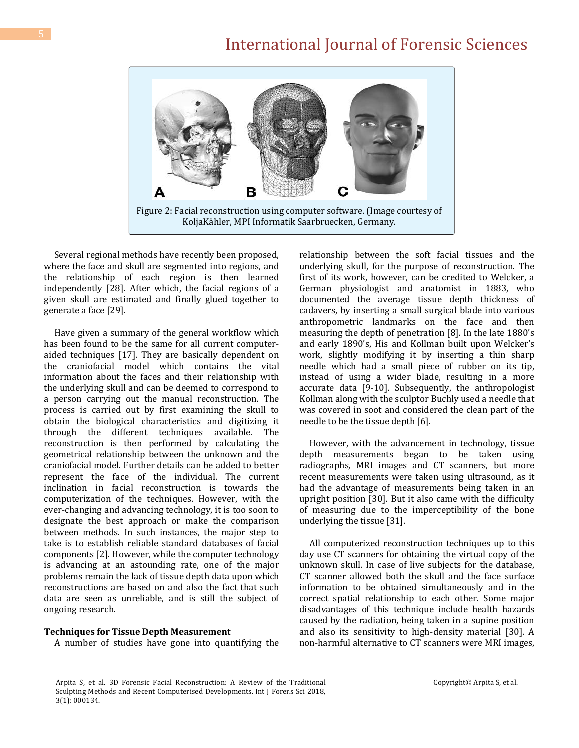Figure 2: Facial reconstruction using computer software. (Image courtesy of KoljaKähler, MPI Informatik Saarbruecken, Germany.

Several regional methods have recently been proposed, where the face and skull are segmented into regions, and the relationship of each region is then learned independently [28]. After which, the facial regions of a given skull are estimated and finally glued together to generate a face [29].

Have given a summary of the general workflow which has been found to be the same for all current computer-aided techniques [17]. They are basically dependent on the craniofacial model which contains the vital information about the faces and their relationship with the underlying skull and can be deemed to correspond to a person carrying out the manual reconstruction. The process is carried out by first examining the skull to obtain the biological characteristics and digitizing it through the different techniques available. The reconstruction is then performed by calculating the geometrical relationship between the unknown and the craniofacial model. Further details can be added to better represent the face of the individual. The current inclination in facial reconstruction is towards the computerization of the techniques. However, with the ever-changing and advancing technology, it is too soon to designate the best approach or make the comparison between methods. In such instances, the major step to take is to establish reliable standard databases of facial components [2]. However, while the computer technology is advancing at an astounding rate, one of the major problems remain the lack of tissue depth data upon which reconstructions are based on and also the fact that such data are seen as unreliable, and is still the subject of ongoing research.

**Techniques for Tissue Depth Measurement**

A number of studies have gone into quantifying the relationship between the soft facial tissues and the underlying skull, for the purpose of reconstruction. The first of its work, however, can be credited to Welcker, a German physiologist and anatomist in 1883, who documented the average tissue depth thickness of cadavers, by inserting a small surgical blade into various anthropometric landmarks on the face and then measuring the depth of penetration [8]. In the late 1880's and early 1890's, His and Kollman built upon Welcker's work, slightly modifying it by inserting a thin sharp needle which had a small piece of rubber on its tip, instead of using a wider blade, resulting in a more accurate data [9-10]. Subsequently, the anthropologist Kollman along with the sculptor Buchly used a needle that was covered in soot and considered the clean part of the needle to be the tissue depth [6].

However, with the advancement in technology, tissue depth measurements began to be taken using radiographs, MRI images and CT scanners, but more recent measurements were taken using ultrasound, as it had the advantage of measurements being taken in an upright position [30]. But it also came with the difficulty of measuring due to the imperceptibility of the bone underlying the tissue [31].

All computerized reconstruction techniques up to this day use CT scanners for obtaining the virtual copy of the unknown skull. In case of live subjects for the database, CT scanner allowed both the skull and the face surface information to be obtained simultaneously and in the correct spatial relationship to each other. Some major disadvantages of this technique include health hazards caused by the radiation, being taken in a supine position and also its sensitivity to high-density material [30]. A non-harmful alternative to CT scanners were MRI images,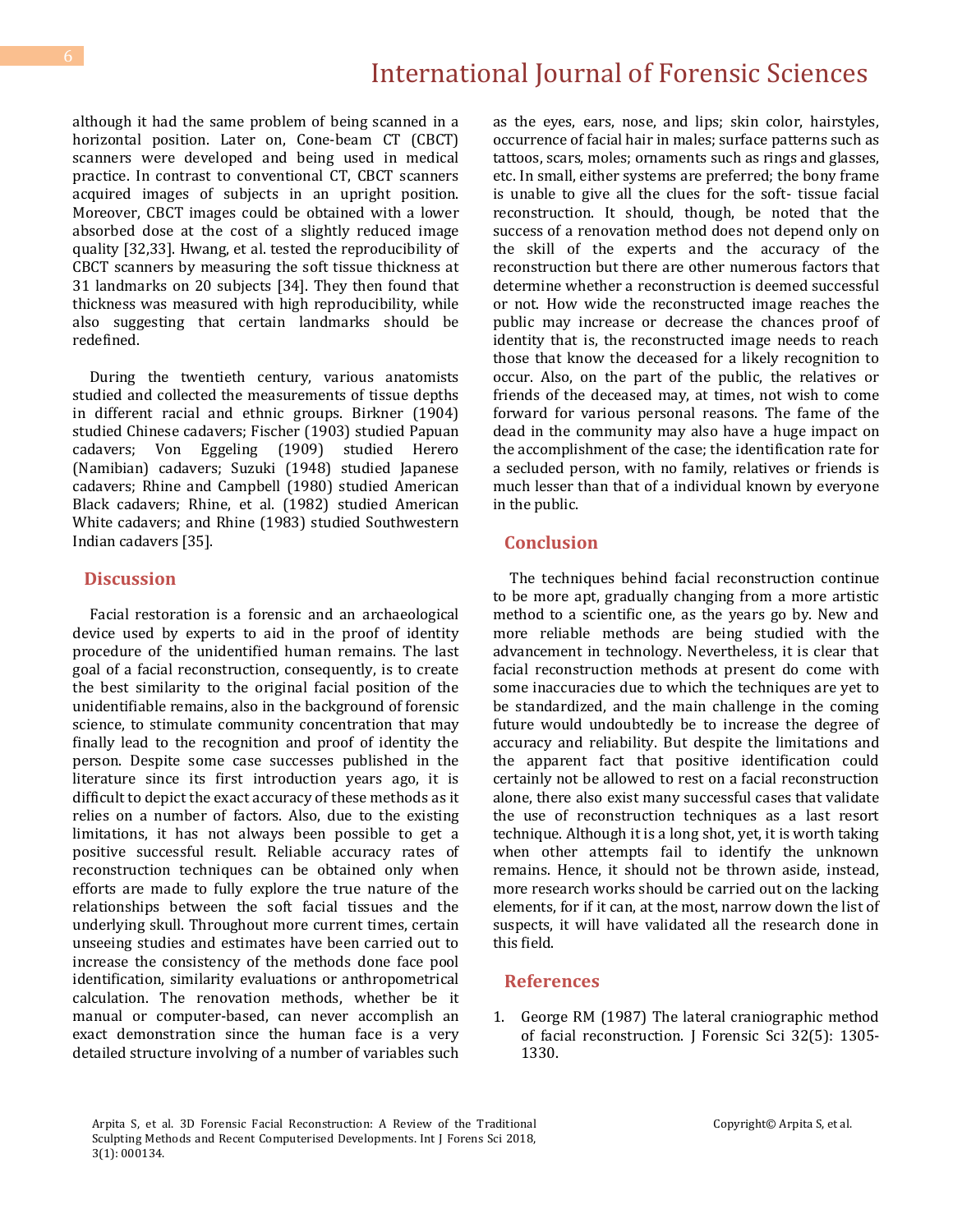although it had the same problem of being scanned in a horizontal position. Later on, Cone-beam CT (CBCT) scanners were developed and being used in medical practice. In contrast to conventional CT, CBCT scanners acquired images of subjects in an upright position. Moreover, CBCT images could be obtained with a lower absorbed dose at the cost of a slightly reduced image quality [32,33]. Hwang, et al. tested the reproducibility of CBCT scanners by measuring the soft tissue thickness at 31 landmarks on 20 subjects [34]. They then found that thickness was measured with high reproducibility, while also suggesting that certain landmarks should be redefined.

During the twentieth century, various anatomists studied and collected the measurements of tissue depths in different racial and ethnic groups. Birkner (1904) studied Chinese cadavers; Fischer (1903) studied Papuan cadavers; Von Eggeling (1909) studied Herero (Namibian) cadavers; Suzuki (1948) studied Japanese cadavers; Rhine and Campbell (1980) studied American Black cadavers; Rhine, et al. (1982) studied American White cadavers; and Rhine (1983) studied Southwestern Indian cadavers [35].

## Discussion

Facial restoration is a forensic and an archaeological device used by experts to aid in the proof of identity procedure of the unidentified human remains. The last goal of a facial reconstruction, consequently, is to create the best similarity to the original facial position of the unidentifiable remains, also in the background of forensic science, to stimulate community concentration that may finally lead to the recognition and proof of identity the person. Despite some case successes published in the literature since its first introduction years ago, it is difficult to depict the exact accuracy of these methods as it relies on a number of factors. Also, due to the existing limitations, it has not always been possible to get a positive successful result. Reliable accuracy rates of reconstruction techniques can be obtained only when efforts are made to fully explore the true nature of the relationships between the soft facial tissues and the underlying skull. Throughout more current times, certain unseeing studies and estimates have been carried out to increase the consistency of the methods done face pool identification, similarity evaluations or anthropometrical calculation. The renovation methods, whether be it manual or computer-based, can never accomplish an exact demonstration since the human face is a very detailed structure involving of a number of variables such as the eyes, ears, nose, and lips; skin color, hairstyles, occurrence of facial hair in males; surface patterns such as tattoos, scars, moles; ornaments such as rings and glasses, etc. In small, either systems are preferred; the bony frame is unable to give all the clues for the soft- tissue facial reconstruction. It should, though, be noted that the success of a renovation method does not depend only on the skill of the experts and the accuracy of the reconstruction but there are other numerous factors that determine whether a reconstruction is deemed successful or not. How wide the reconstructed image reaches the public may increase or decrease the chances proof of identity that is, the reconstructed image needs to reach those that know the deceased for a likely recognition to occur. Also, on the part of the public, the relatives or friends of the deceased may, at times, not wish to come forward for various personal reasons. The fame of the dead in the community may also have a huge impact on the accomplishment of the case; the identification rate for a secluded person, with no family, relatives or friends is much lesser than that of a individual known by everyone in the public.

## Conclusion

The techniques behind facial reconstruction continue to be more apt, gradually changing from a more artistic method to a scientific one, as the years go by. New and more reliable methods are being studied with the advancement in technology. Nevertheless, it is clear that facial reconstruction methods at present do come with some inaccuracies due to which the techniques are yet to be standardized, and the main challenge in the coming future would undoubtedly be to increase the degree of accuracy and reliability. But despite the limitations and the apparent fact that positive identification could certainly not be allowed to rest on a facial reconstruction alone, there also exist many successful cases that validate the use of reconstruction techniques as a last resort technique. Although it is a long shot, yet, it is worth taking when other attempts fail to identify the unknown remains. Hence, it should not be thrown aside, instead, more research works should be carried out on the lacking elements, for if it can, at the most, narrow down the list of suspects, it will have validated all the research done in this field.

## References

1. George RM (1987) The lateral craniographic method of facial reconstruction. J Forensic Sci 32(5): 1305-1330.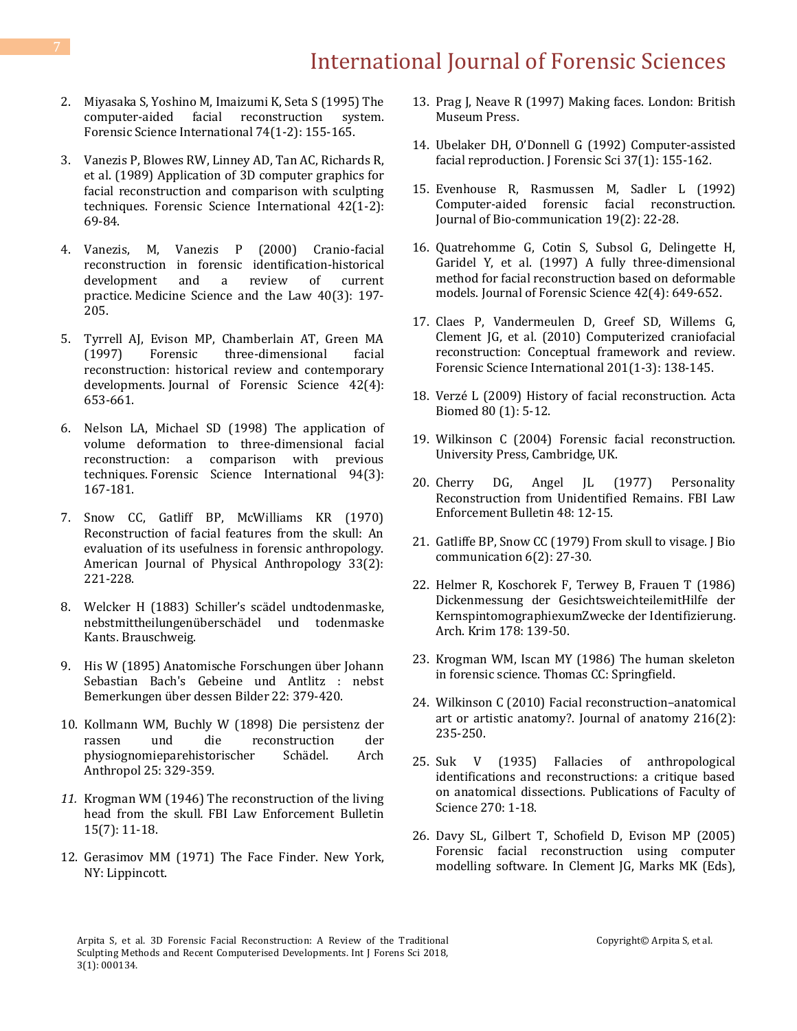2. Miyasaka S, Yoshino M, Imaizumi K, Seta S (1995) The computer-aided facial reconstruction system. Forensic Science International 74(1-2): 155-165.

3. Vanezis P, Blowes RW, Linney AD, Tan AC, Richards R, et al. (1989) Application of 3D computer graphics for facial reconstruction and comparison with sculpting techniques. Forensic Science International 42(1-2): 69-84.

4. Vanezis, M, Vanezis P (2000) Cranio-facial reconstruction in forensic identification-historical development and a review of current practice. Medicine Science and the Law 40(3): 197-205.

5. Tyrrell AJ, Evison MP, Chamberlain AT, Green MA (1997) Forensic three-dimensional facial reconstruction: historical review and contemporary developments. Journal of Forensic Science 42(4): 653-661.

6. Nelson LA, Michael SD (1998) The application of volume deformation to three-dimensional facial reconstruction: a comparison with previous techniques. Forensic Science International 94(3): 167-181.

7. Snow CC, Gatliff BP, McWilliams KR (1970) Reconstruction of facial features from the skull: An evaluation of its usefulness in forensic anthropology. American Journal of Physical Anthropology 33(2): 221-228.

8. Welcker H (1883) Schiller's scädel undtodenmaske, nebstmittheilungenüberschädel und todenmaske Kants. Brauschweig.

9. His W (1895) Anatomische Forschungen über Johann Sebastian Bach's Gebeine und Antlitz : nebst Bemerkungen über dessen Bilder 22: 379-420.

10. Kollmann WM, Buchly W (1898) Die persistenz der rassen und die reconstruction der physiognomieparehistorischer Schädel. Arch Anthropol 25: 329-359.

11. Krogman WM (1946) The reconstruction of the living head from the skull. FBI Law Enforcement Bulletin 15(7): 11-18.

12. Gerasimov MM (1971) The Face Finder. New York, NY: Lippincott.

13. Prag J, Neave R (1997) Making faces. London: British Museum Press.

14. Ubelaker DH, O'Donnell G (1992) Computer-assisted facial reproduction. J Forensic Sci 37(1): 155-162.

15. Evenhouse R, Rasmussen M, Sadler L (1992) Computer-aided forensic facial reconstruction. Journal of Bio-communication 19(2): 22-28.

16. Quatrehomme G, Cotin S, Subsol G, Delingette H, Garidel Y, et al. (1997) A fully three-dimensional method for facial reconstruction based on deformable models. Journal of Forensic Science 42(4): 649-652.

17. Claes P, Vandermeulen D, Greef SD, Willems G, Clement JG, et al. (2010) Computerized craniofacial reconstruction: Conceptual framework and review. Forensic Science International 201(1-3): 138-145.

18. Verzé L (2009) History of facial reconstruction. Acta Biomed 80 (1): 5-12.

19. Wilkinson C (2004) Forensic facial reconstruction. University Press, Cambridge, UK.

20. Cherry DG, Angel JL (1977) Personality Reconstruction from Unidentified Remains. FBI Law Enforcement Bulletin 48: 12-15.

21. Gatliffe BP, Snow CC (1979) From skull to visage. J Bio communication 6(2): 27-30.

22. Helmer R, Koschorek F, Terwey B, Frauen T (1986) Dickenmessung der GesichtsweichteilemitHilfe der KernspintomographiexumZwecke der Identifizierung. Arch. Krim 178: 139-50.

23. Krogman WM, Iscan MY (1986) The human skeleton in forensic science. Thomas CC: Springfield.

24. Wilkinson C (2010) Facial reconstruction–anatomical art or artistic anatomy?. Journal of anatomy 216(2): 235-250.

25. Suk V (1935) Fallacies of anthropological identifications and reconstructions: a critique based on anatomical dissections. Publications of Faculty of Science 270: 1-18.

26. Davy SL, Gilbert T, Schofield D, Evison MP (2005) Forensic facial reconstruction using computer modelling software. In Clement JG, Marks MK (Eds),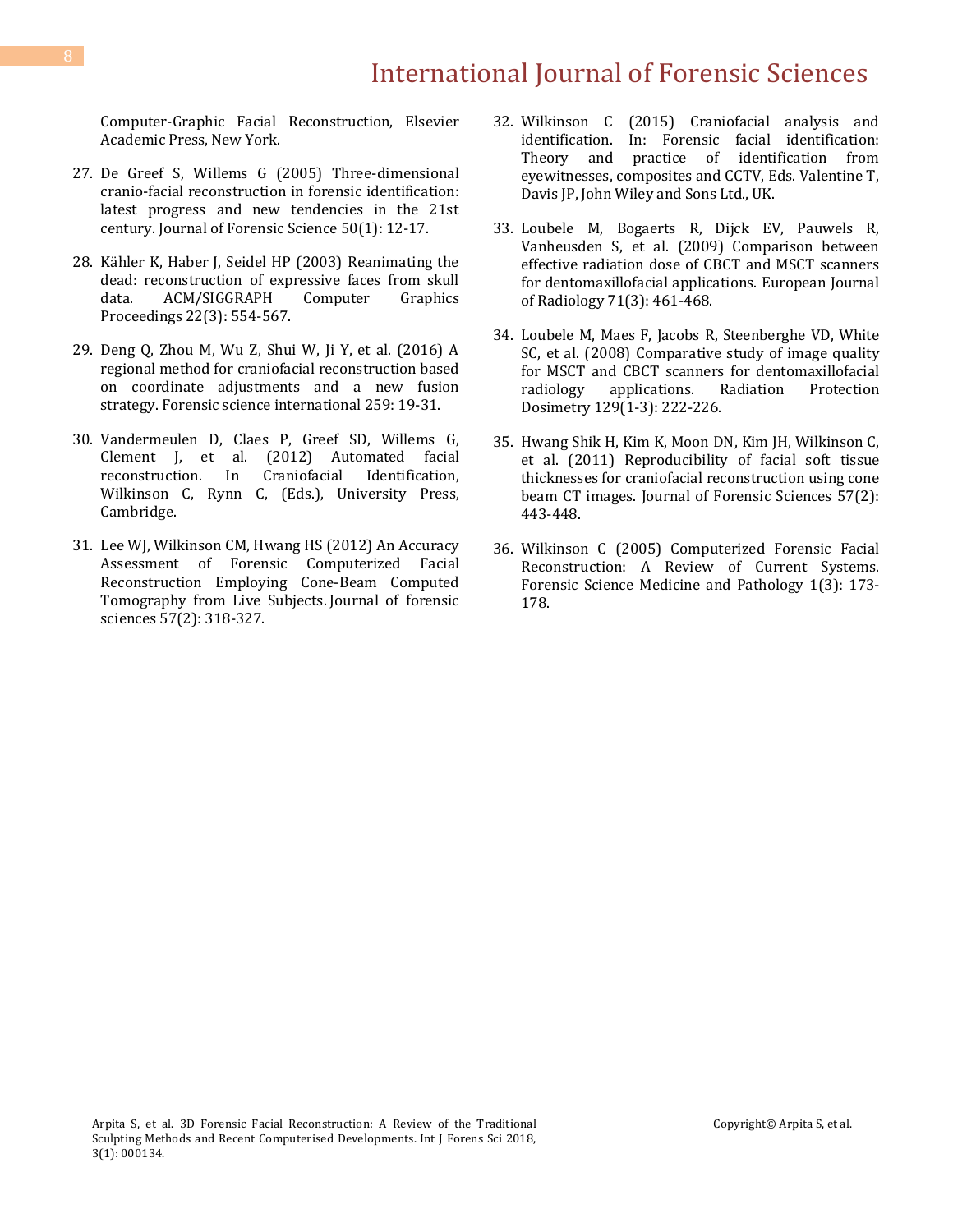Computer-Graphic Facial Reconstruction, Elsevier Academic Press, New York.

27. De Greef S, Willems G (2005) Three-dimensional cranio-facial reconstruction in forensic identification: latest progress and new tendencies in the 21st century. Journal of Forensic Science 50(1): 12-17.

28. Kähler K, Haber J, Seidel HP (2003) Reanimating the dead: reconstruction of expressive faces from skull data. ACM/SIGGRAPH Computer Graphics Proceedings 22(3): 554-567.

29. Deng Q, Zhou M, Wu Z, Shui W, Ji Y, et al. (2016) A regional method for craniofacial reconstruction based on coordinate adjustments and a new fusion strategy. Forensic science international 259: 19-31.

30. Vandermeulen D, Claes P, Greef SD, Willems G, Clement J, et al. (2012) Automated facial reconstruction. In Craniofacial Identification, Wilkinson C, Rynn C, (Eds.), University Press, Cambridge.

31. Lee WJ, Wilkinson CM, Hwang HS (2012) An Accuracy Assessment of Forensic Computerized Facial Reconstruction Employing Cone-Beam Computed Tomography from Live Subjects. Journal of forensic sciences 57(2): 318-327.

32. Wilkinson C (2015) Craniofacial analysis and identification. In: Forensic facial identification: Theory and practice of identification from eyewitnesses, composites and CCTV, Eds. Valentine T, Davis JP, John Wiley and Sons Ltd., UK.

33. Loubele M, Bogaerts R, Dijck EV, Pauwels R, Vanheusden S, et al. (2009) Comparison between effective radiation dose of CBCT and MSCT scanners for dentomaxillofacial applications. European Journal of Radiology 71(3): 461-468.

34. Loubele M, Maes F, Jacobs R, Steenberghe VD, White SC, et al. (2008) Comparative study of image quality for MSCT and CBCT scanners for dentomaxillofacial radiology applications. Radiation Protection Dosimetry 129(1-3): 222-226.

35. Hwang Shik H, Kim K, Moon DN, Kim JH, Wilkinson C, et al. (2011) Reproducibility of facial soft tissue thicknesses for craniofacial reconstruction using cone beam CT images. Journal of Forensic Sciences 57(2): 443-448.

36. Wilkinson C (2005) Computerized Forensic Facial Reconstruction: A Review of Current Systems. Forensic Science Medicine and Pathology 1(3): 173-178.